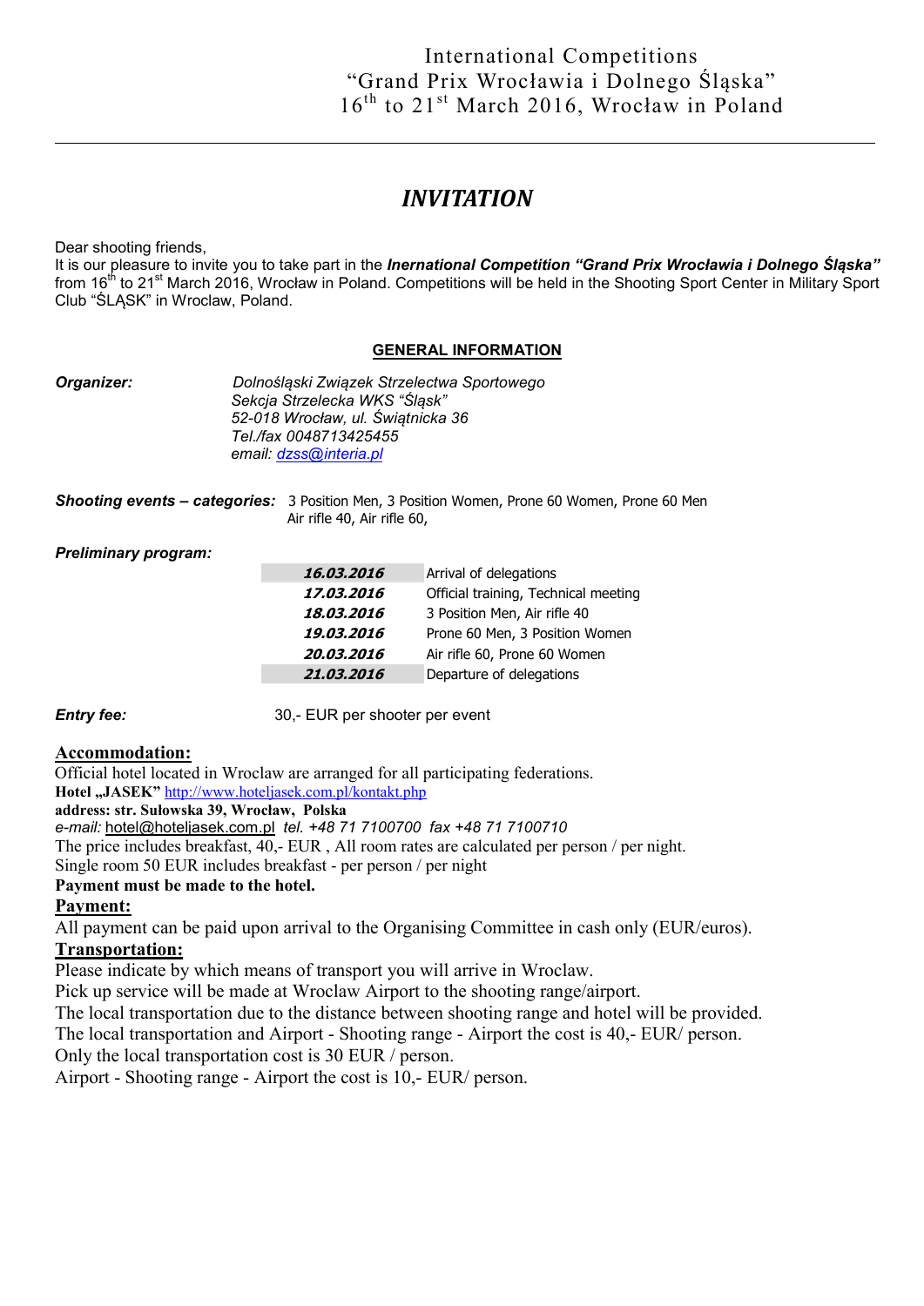International Competitions
"Grand Prix Wrocławia i Dolnego Śląska"
16[th] to 21[st] March 2016, Wrocław in Poland

---

# *INVITATION*

Dear shooting friends,
It is our pleasure to invite you to take part in the ***Inernational Competition "Grand Prix Wrocławia i Dolnego Śląska"*** from 16[th] to 21[st] March 2016, Wrocław in Poland. Competitions will be held in the Shooting Sport Center in Military Sport Club "ŚLĄSK" in Wroclaw, Poland.

## GENERAL INFORMATION

***Organizer:*** *Dolnośląski Związek Strzelectwa Sportowego*
*Sekcja Strzelecka WKS "Śląsk"*
*52-018 Wrocław, ul. Świątnicka 36*
*Tel./fax 0048713425455*
*email: dzss@interia.pl*

***Shooting events – categories:*** 3 Position Men, 3 Position Women, Prone 60 Women, Prone 60 Men
Air rifle 40, Air rifle 60,

***Preliminary program:***

| | |
|---|---|
| ***16.03.2016*** | Arrival of delegations |
| ***17.03.2016*** | Official training, Technical meeting |
| ***18.03.2016*** | 3 Position Men, Air rifle 40 |
| ***19.03.2016*** | Prone 60 Men, 3 Position Women |
| ***20.03.2016*** | Air rifle 60, Prone 60 Women |
| ***21.03.2016*** | Departure of delegations |

***Entry fee:*** 30,- EUR per shooter per event

**Accommodation:**
Official hotel located in Wroclaw are arranged for all participating federations.
**Hotel „JASEK"** http://www.hoteljasek.com.pl/kontakt.php
**address: str. Sułowska 39, Wrocław, Polska**
*e-mail:* hotel@hoteljasek.com.pl *tel. +48 71 7100700 fax +48 71 7100710*
The price includes breakfast, 40,- EUR , All room rates are calculated per person / per night.
Single room 50 EUR includes breakfast - per person / per night
**Payment must be made to the hotel.**

**Payment:**
All payment can be paid upon arrival to the Organising Committee in cash only (EUR/euros).

**Transportation:**
Please indicate by which means of transport you will arrive in Wroclaw.
Pick up service will be made at Wroclaw Airport to the shooting range/airport.
The local transportation due to the distance between shooting range and hotel will be provided.
The local transportation and Airport - Shooting range - Airport the cost is 40,- EUR/ person.
Only the local transportation cost is 30 EUR / person.
Airport - Shooting range - Airport the cost is 10,- EUR/ person.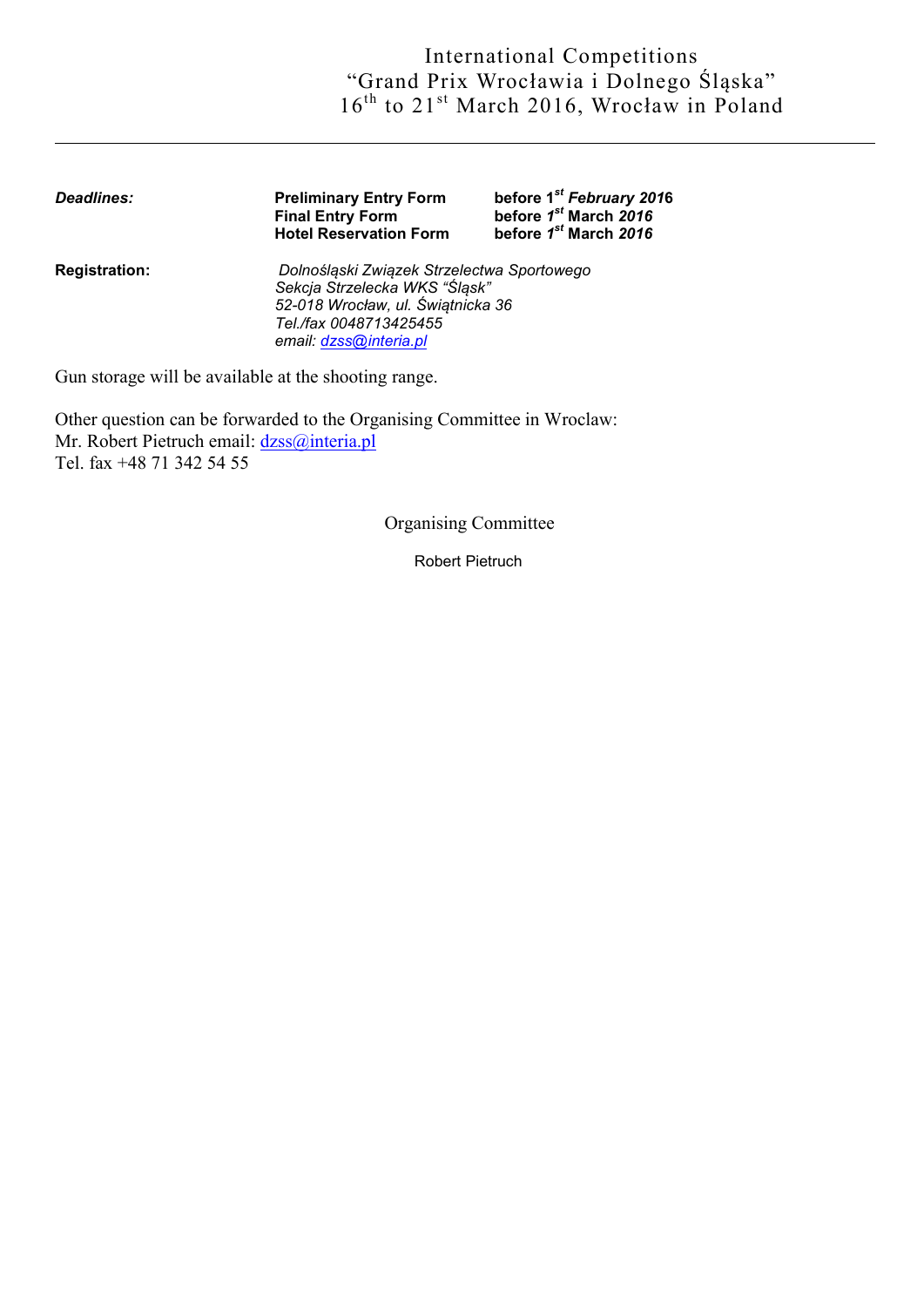International Competitions
"Grand Prix Wrocławia i Dolnego Śląska"
16th to 21st March 2016, Wrocław in Poland

---

| | | |
|---|---|---|
| ***Deadlines:*** | **Preliminary Entry Form** | **before 1st *February 2016*** |
| | **Final Entry Form** | **before 1st March *2016*** |
| | **Hotel Reservation Form** | **before 1st March *2016*** |

**Registration:**

*Dolnośląski Związek Strzelectwa Sportowego*
*Sekcja Strzelecka WKS "Śląsk"*
*52-018 Wrocław, ul. Świątnicka 36*
*Tel./fax 0048713425455*
*email: dzss@interia.pl*

Gun storage will be available at the shooting range.

Other question can be forwarded to the Organising Committee in Wroclaw:
Mr. Robert Pietruch email: dzss@interia.pl
Tel. fax +48 71 342 54 55

Organising Committee

Robert Pietruch